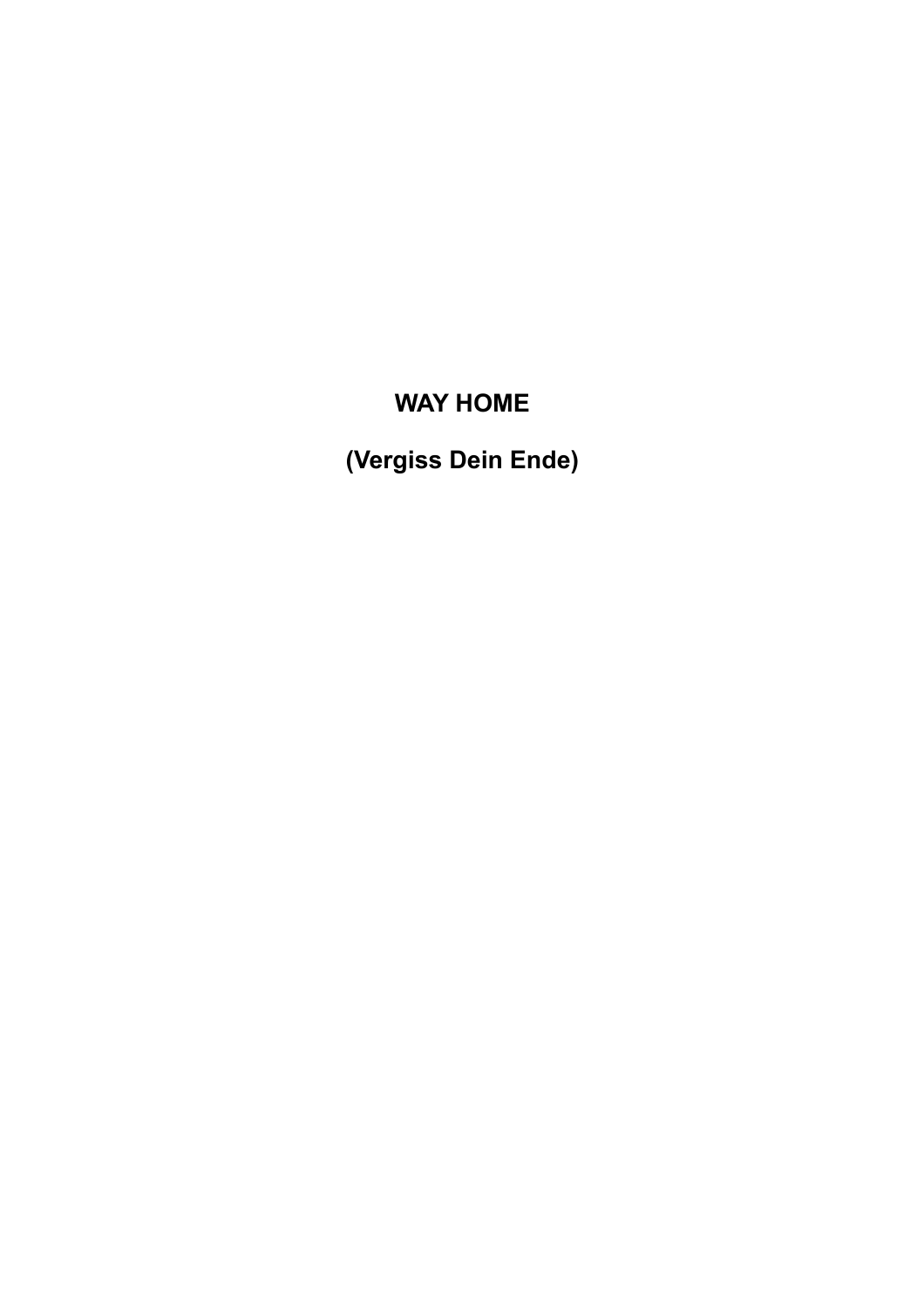# WAY HOME

# (Vergiss Dein Ende)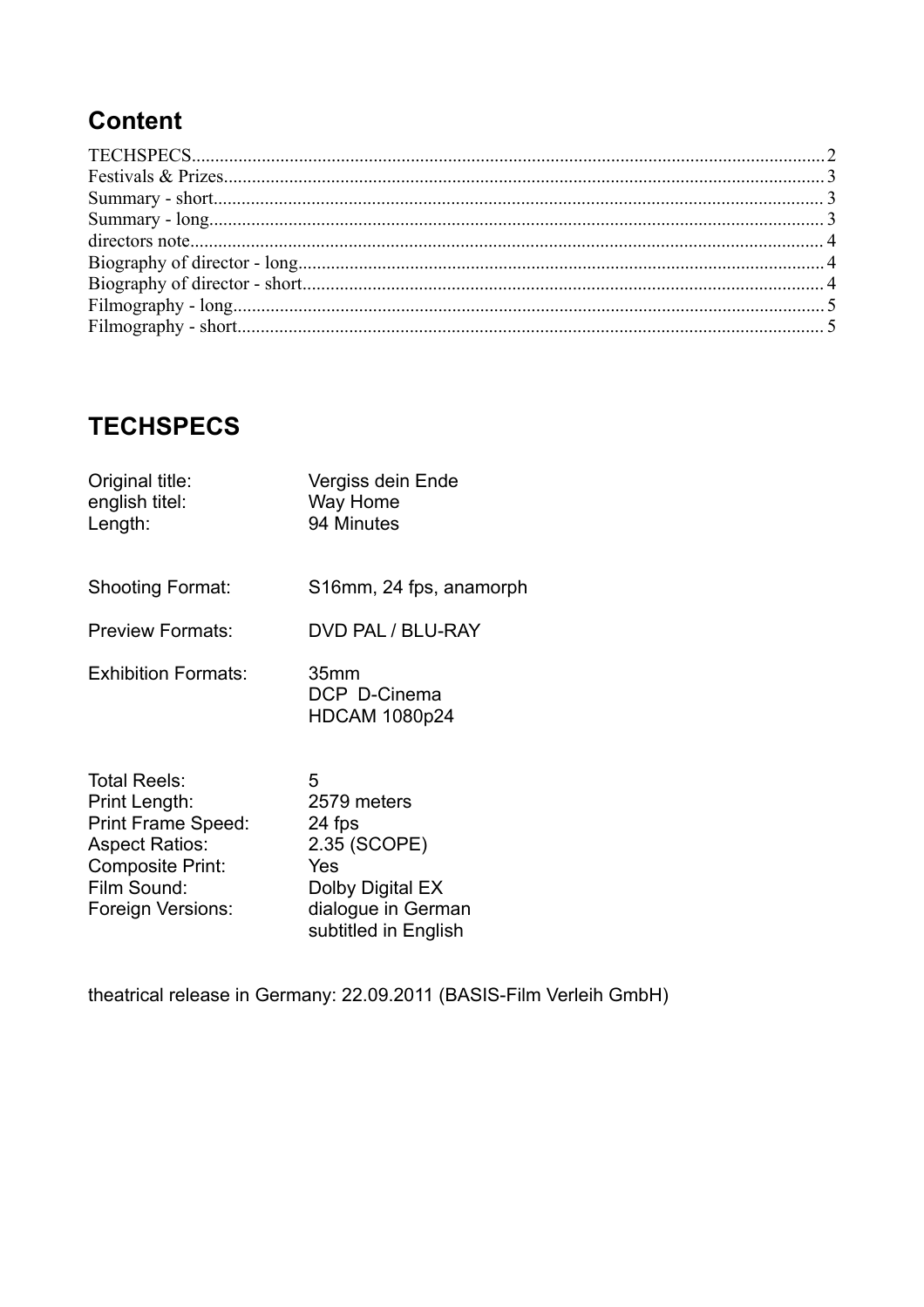## Content

TECHSPECS.......................................................................................................................................2
Festivals & Prizes..............................................................................................................................3
Summary - short.................................................................................................................................3
Summary - long..................................................................................................................................3
directors note......................................................................................................................................4
Biography of director - long...............................................................................................................4
Biography of director - short..............................................................................................................4
Filmography - long.............................................................................................................................5
Filmography - short............................................................................................................................5

## TECHSPECS

| | |
|---|---|
| Original title: | Vergiss dein Ende |
| english titel: | Way Home |
| Length: | 94 Minutes |
| | |
| Shooting Format: | S16mm, 24 fps, anamorph |
| | |
| Preview Formats: | DVD PAL / BLU-RAY |
| | |
| Exhibition Formats: | 35mm<br>DCP D-Cinema<br>HDCAM 1080p24 |
| | |
| Total Reels: | 5 |
| Print Length: | 2579 meters |
| Print Frame Speed: | 24 fps |
| Aspect Ratios: | 2.35 (SCOPE) |
| Composite Print: | Yes |
| Film Sound: | Dolby Digital EX |
| Foreign Versions: | dialogue in German<br>subtitled in English |

theatrical release in Germany: 22.09.2011 (BASIS-Film Verleih GmbH)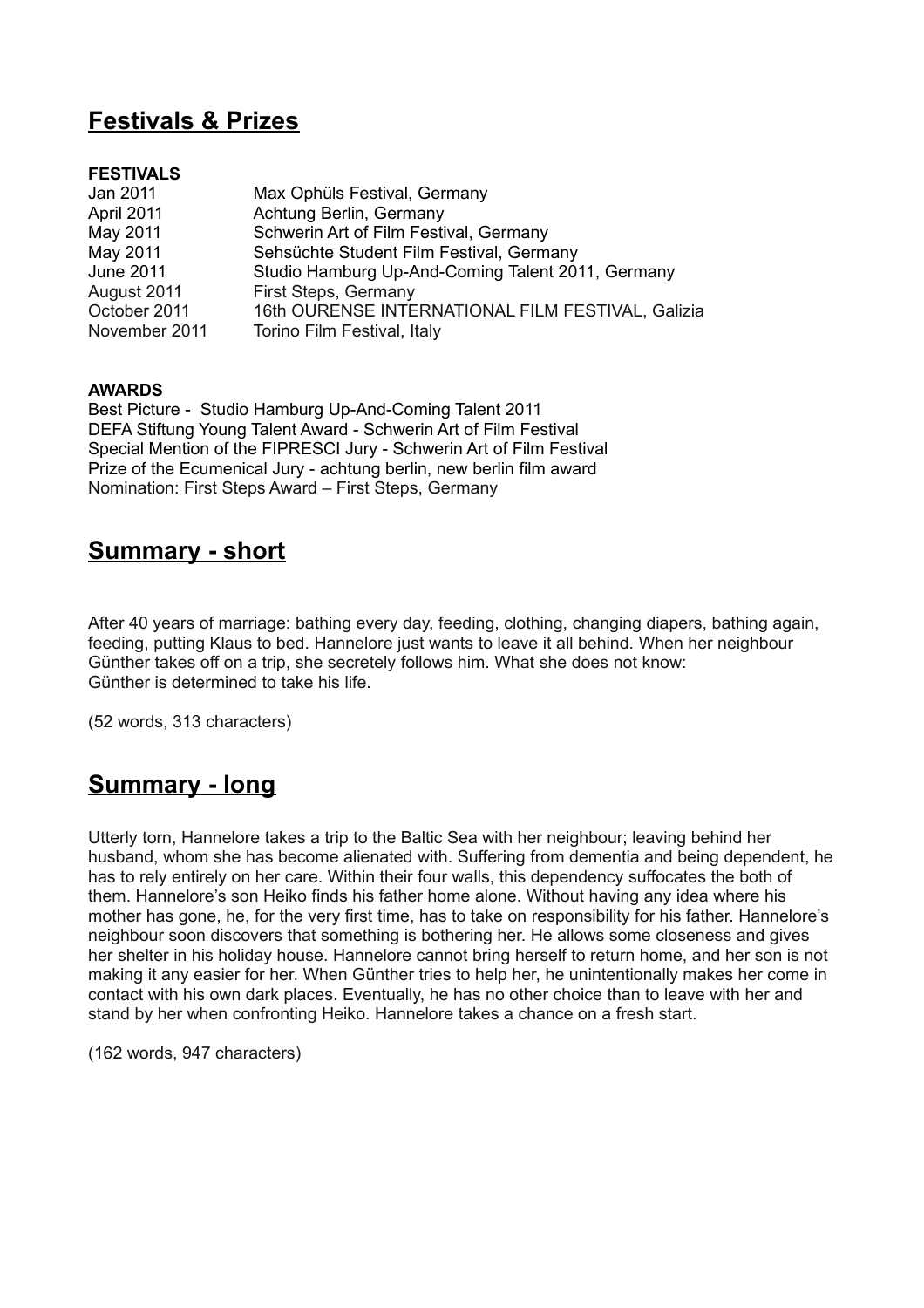## Festivals & Prizes

**FESTIVALS**

| | |
|---|---|
| Jan 2011 | Max Ophüls Festival, Germany |
| April 2011 | Achtung Berlin, Germany |
| May 2011 | Schwerin Art of Film Festival, Germany |
| May 2011 | Sehsüchte Student Film Festival, Germany |
| June 2011 | Studio Hamburg Up-And-Coming Talent 2011, Germany |
| August 2011 | First Steps, Germany |
| October 2011 | 16th OURENSE INTERNATIONAL FILM FESTIVAL, Galizia |
| November 2011 | Torino Film Festival, Italy |

**AWARDS**

Best Picture - Studio Hamburg Up-And-Coming Talent 2011
DEFA Stiftung Young Talent Award - Schwerin Art of Film Festival
Special Mention of the FIPRESCI Jury - Schwerin Art of Film Festival
Prize of the Ecumenical Jury - achtung berlin, new berlin film award
Nomination: First Steps Award – First Steps, Germany

## Summary - short

After 40 years of marriage: bathing every day, feeding, clothing, changing diapers, bathing again, feeding, putting Klaus to bed. Hannelore just wants to leave it all behind. When her neighbour Günther takes off on a trip, she secretely follows him. What she does not know:
Günther is determined to take his life.

(52 words, 313 characters)

## Summary - long

Utterly torn, Hannelore takes a trip to the Baltic Sea with her neighbour; leaving behind her husband, whom she has become alienated with. Suffering from dementia and being dependent, he has to rely entirely on her care. Within their four walls, this dependency suffocates the both of them. Hannelore's son Heiko finds his father home alone. Without having any idea where his mother has gone, he, for the very first time, has to take on responsibility for his father. Hannelore's neighbour soon discovers that something is bothering her. He allows some closeness and gives her shelter in his holiday house. Hannelore cannot bring herself to return home, and her son is not making it any easier for her. When Günther tries to help her, he unintentionally makes her come in contact with his own dark places. Eventually, he has no other choice than to leave with her and stand by her when confronting Heiko. Hannelore takes a chance on a fresh start.

(162 words, 947 characters)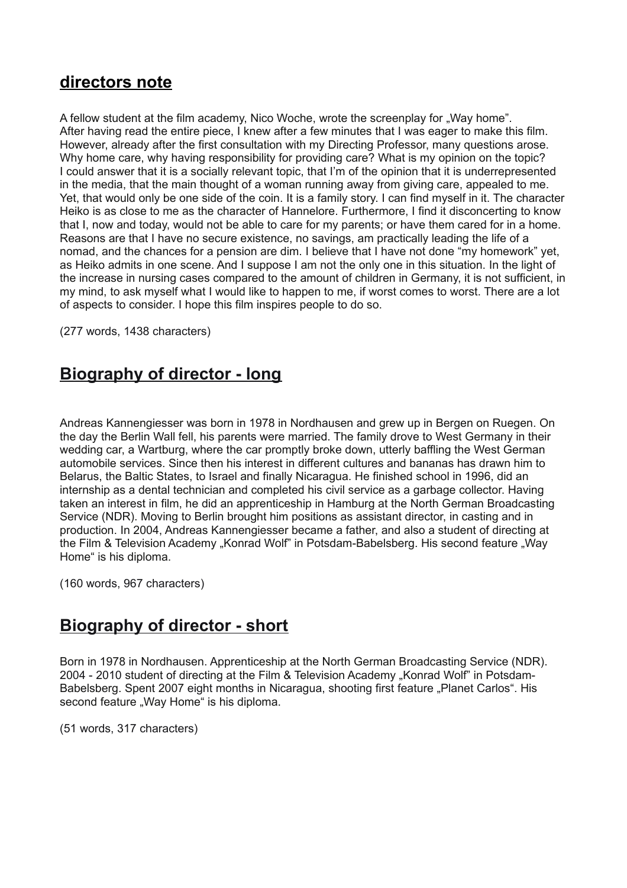## directors note

A fellow student at the film academy, Nico Woche, wrote the screenplay for „Way home". After having read the entire piece, I knew after a few minutes that I was eager to make this film. However, already after the first consultation with my Directing Professor, many questions arose. Why home care, why having responsibility for providing care? What is my opinion on the topic? I could answer that it is a socially relevant topic, that I'm of the opinion that it is underrepresented in the media, that the main thought of a woman running away from giving care, appealed to me. Yet, that would only be one side of the coin. It is a family story. I can find myself in it. The character Heiko is as close to me as the character of Hannelore. Furthermore, I find it disconcerting to know that I, now and today, would not be able to care for my parents; or have them cared for in a home. Reasons are that I have no secure existence, no savings, am practically leading the life of a nomad, and the chances for a pension are dim. I believe that I have not done "my homework" yet, as Heiko admits in one scene. And I suppose I am not the only one in this situation. In the light of the increase in nursing cases compared to the amount of children in Germany, it is not sufficient, in my mind, to ask myself what I would like to happen to me, if worst comes to worst. There are a lot of aspects to consider. I hope this film inspires people to do so.

(277 words, 1438 characters)

## Biography of director - long

Andreas Kannengiesser was born in 1978 in Nordhausen and grew up in Bergen on Ruegen. On the day the Berlin Wall fell, his parents were married. The family drove to West Germany in their wedding car, a Wartburg, where the car promptly broke down, utterly baffling the West German automobile services. Since then his interest in different cultures and bananas has drawn him to Belarus, the Baltic States, to Israel and finally Nicaragua. He finished school in 1996, did an internship as a dental technician and completed his civil service as a garbage collector. Having taken an interest in film, he did an apprenticeship in Hamburg at the North German Broadcasting Service (NDR). Moving to Berlin brought him positions as assistant director, in casting and in production. In 2004, Andreas Kannengiesser became a father, and also a student of directing at the Film & Television Academy „Konrad Wolf" in Potsdam-Babelsberg. His second feature „Way Home" is his diploma.

(160 words, 967 characters)

## Biography of director - short

Born in 1978 in Nordhausen. Apprenticeship at the North German Broadcasting Service (NDR). 2004 - 2010 student of directing at the Film & Television Academy „Konrad Wolf" in Potsdam-Babelsberg. Spent 2007 eight months in Nicaragua, shooting first feature „Planet Carlos". His second feature „Way Home" is his diploma.

(51 words, 317 characters)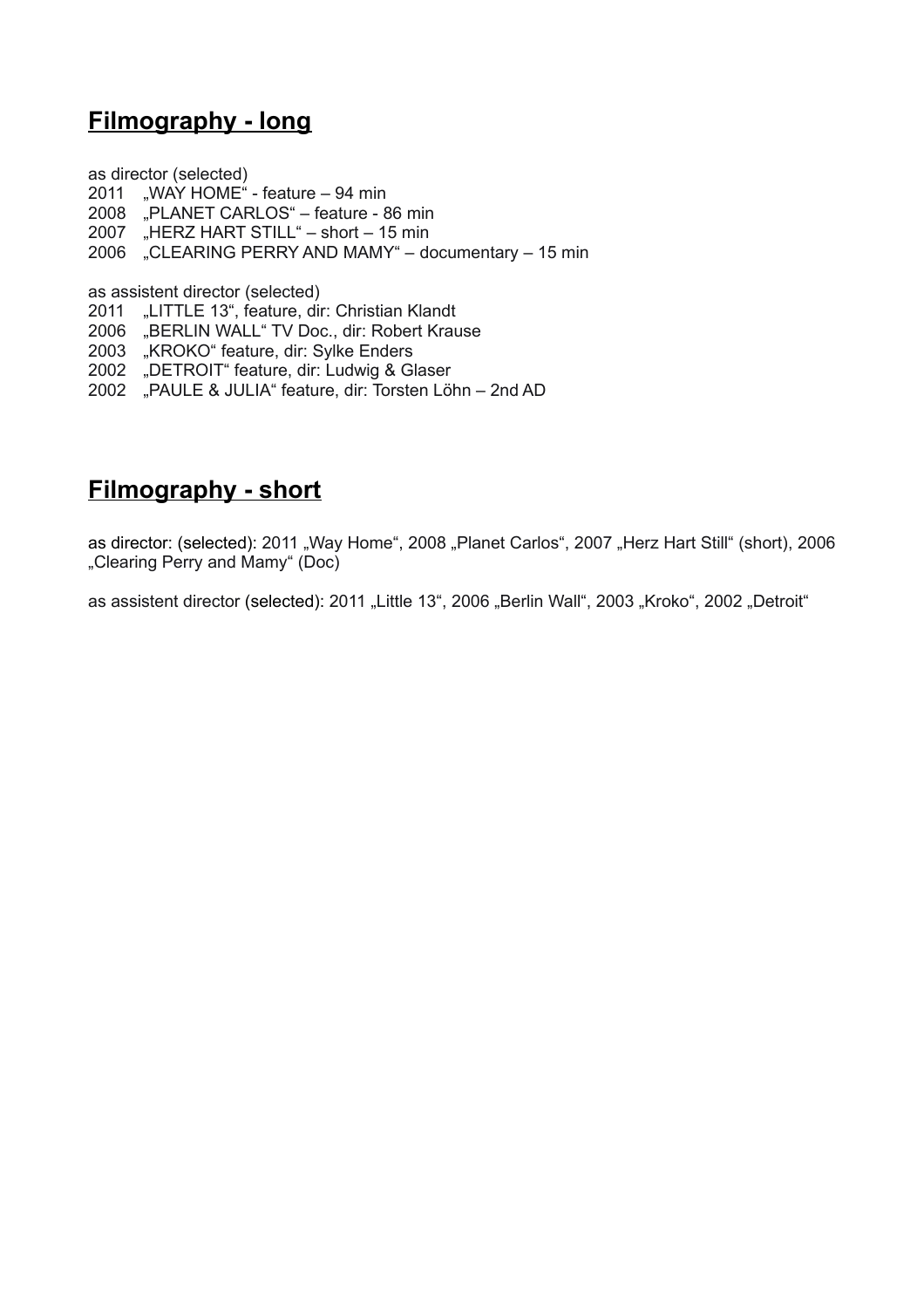## Filmography - long

as director (selected)

2011 „WAY HOME“ - feature – 94 min
2008 „PLANET CARLOS“ – feature - 86 min
2007 „HERZ HART STILL“ – short – 15 min
2006 „CLEARING PERRY AND MAMY“ – documentary – 15 min

as assistent director (selected)

2011 „LITTLE 13“, feature, dir: Christian Klandt
2006 „BERLIN WALL“ TV Doc., dir: Robert Krause
2003 „KROKO“ feature, dir: Sylke Enders
2002 „DETROIT“ feature, dir: Ludwig & Glaser
2002 „PAULE & JULIA“ feature, dir: Torsten Löhn – 2nd AD

## Filmography - short

as director: (selected): 2011 „Way Home“, 2008 „Planet Carlos“, 2007 „Herz Hart Still“ (short), 2006 „Clearing Perry and Mamy“ (Doc)

as assistent director (selected): 2011 „Little 13“, 2006 „Berlin Wall“, 2003 „Kroko“, 2002 „Detroit“